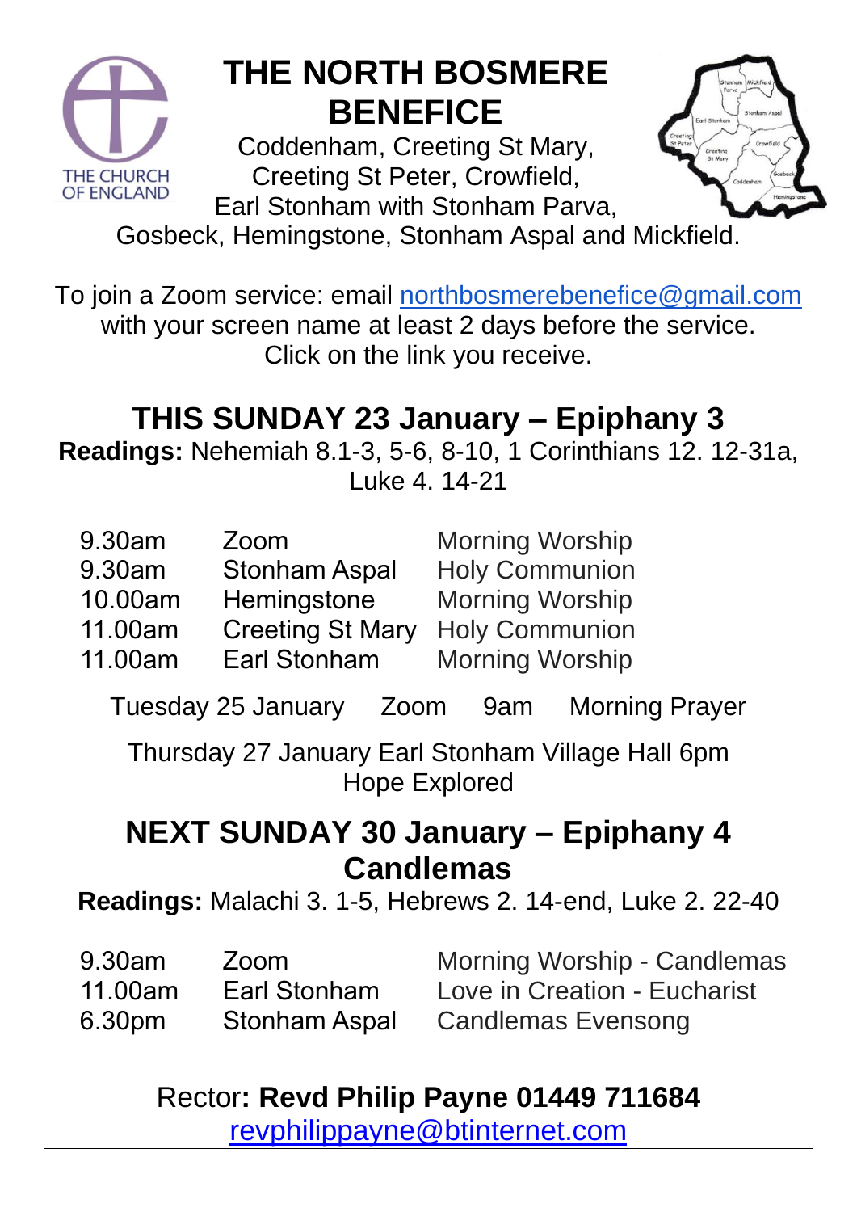# THE NORTH BOSMERE BENEFICE

Coddenham, Creeting St Mary, Creeting St Peter, Crowfield, Earl Stonham with Stonham Parva, Gosbeck, Hemingstone, Stonham Aspal and Mickfield.

To join a Zoom service: email northbosmerebenefice@gmail.com with your screen name at least 2 days before the service. Click on the link you receive.

## THIS SUNDAY 23 January – Epiphany 3

**Readings:** Nehemiah 8.1-3, 5-6, 8-10, 1 Corinthians 12. 12-31a, Luke 4. 14-21

| | | |
|---|---|---|
| 9.30am | Zoom | Morning Worship |
| 9.30am | Stonham Aspal | Holy Communion |
| 10.00am | Hemingstone | Morning Worship |
| 11.00am | Creeting St Mary | Holy Communion |
| 11.00am | Earl Stonham | Morning Worship |

Tuesday 25 January Zoom 9am Morning Prayer

Thursday 27 January Earl Stonham Village Hall 6pm Hope Explored

## NEXT SUNDAY 30 January – Epiphany 4 Candlemas

**Readings:** Malachi 3. 1-5, Hebrews 2. 14-end, Luke 2. 22-40

| | | |
|---|---|---|
| 9.30am | Zoom | Morning Worship - Candlemas |
| 11.00am | Earl Stonham | Love in Creation - Eucharist |
| 6.30pm | Stonham Aspal | Candlemas Evensong |

Rector**: Revd Philip Payne 01449 711684**
revphilippayne@btinternet.com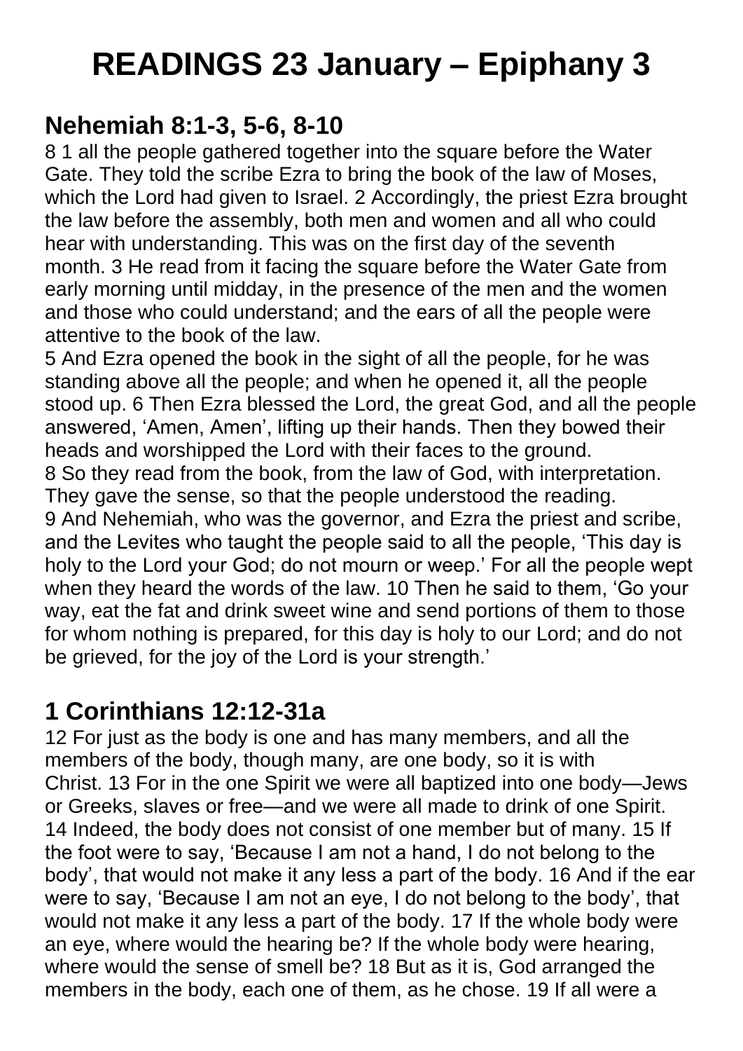# READINGS 23 January – Epiphany 3

## Nehemiah 8:1-3, 5-6, 8-10

8 1 all the people gathered together into the square before the Water Gate. They told the scribe Ezra to bring the book of the law of Moses, which the Lord had given to Israel. 2 Accordingly, the priest Ezra brought the law before the assembly, both men and women and all who could hear with understanding. This was on the first day of the seventh month. 3 He read from it facing the square before the Water Gate from early morning until midday, in the presence of the men and the women and those who could understand; and the ears of all the people were attentive to the book of the law.
5 And Ezra opened the book in the sight of all the people, for he was standing above all the people; and when he opened it, all the people stood up. 6 Then Ezra blessed the Lord, the great God, and all the people answered, 'Amen, Amen', lifting up their hands. Then they bowed their heads and worshipped the Lord with their faces to the ground.
8 So they read from the book, from the law of God, with interpretation. They gave the sense, so that the people understood the reading.
9 And Nehemiah, who was the governor, and Ezra the priest and scribe, and the Levites who taught the people said to all the people, 'This day is holy to the Lord your God; do not mourn or weep.' For all the people wept when they heard the words of the law. 10 Then he said to them, 'Go your way, eat the fat and drink sweet wine and send portions of them to those for whom nothing is prepared, for this day is holy to our Lord; and do not be grieved, for the joy of the Lord is your strength.'

## 1 Corinthians 12:12-31a

12 For just as the body is one and has many members, and all the members of the body, though many, are one body, so it is with Christ. 13 For in the one Spirit we were all baptized into one body—Jews or Greeks, slaves or free—and we were all made to drink of one Spirit.
14 Indeed, the body does not consist of one member but of many. 15 If the foot were to say, 'Because I am not a hand, I do not belong to the body', that would not make it any less a part of the body. 16 And if the ear were to say, 'Because I am not an eye, I do not belong to the body', that would not make it any less a part of the body. 17 If the whole body were an eye, where would the hearing be? If the whole body were hearing, where would the sense of smell be? 18 But as it is, God arranged the members in the body, each one of them, as he chose. 19 If all were a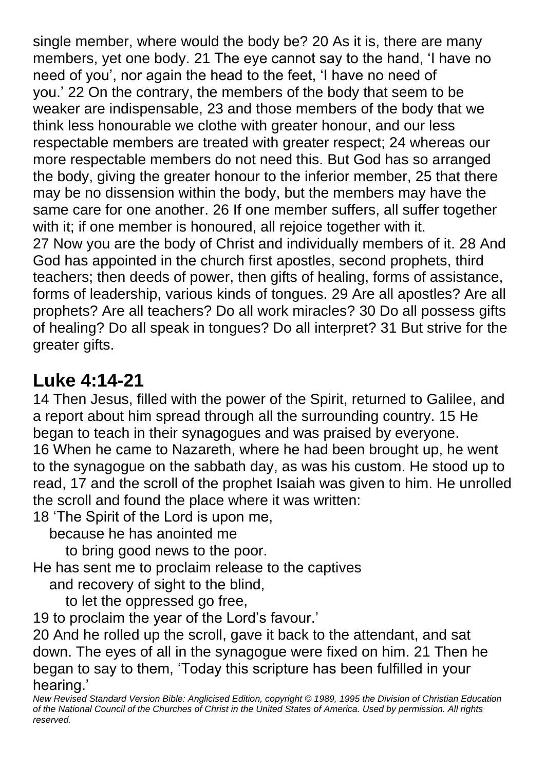single member, where would the body be? 20 As it is, there are many members, yet one body. 21 The eye cannot say to the hand, 'I have no need of you', nor again the head to the feet, 'I have no need of you.' 22 On the contrary, the members of the body that seem to be weaker are indispensable, 23 and those members of the body that we think less honourable we clothe with greater honour, and our less respectable members are treated with greater respect; 24 whereas our more respectable members do not need this. But God has so arranged the body, giving the greater honour to the inferior member, 25 that there may be no dissension within the body, but the members may have the same care for one another. 26 If one member suffers, all suffer together with it; if one member is honoured, all rejoice together with it.
27 Now you are the body of Christ and individually members of it. 28 And God has appointed in the church first apostles, second prophets, third teachers; then deeds of power, then gifts of healing, forms of assistance, forms of leadership, various kinds of tongues. 29 Are all apostles? Are all prophets? Are all teachers? Do all work miracles? 30 Do all possess gifts of healing? Do all speak in tongues? Do all interpret? 31 But strive for the greater gifts.

## Luke 4:14-21

14 Then Jesus, filled with the power of the Spirit, returned to Galilee, and a report about him spread through all the surrounding country. 15 He began to teach in their synagogues and was praised by everyone.
16 When he came to Nazareth, where he had been brought up, he went to the synagogue on the sabbath day, as was his custom. He stood up to read, 17 and the scroll of the prophet Isaiah was given to him. He unrolled the scroll and found the place where it was written:
18 'The Spirit of the Lord is upon me,
   because he has anointed me
      to bring good news to the poor.
He has sent me to proclaim release to the captives
   and recovery of sight to the blind,
      to let the oppressed go free,
19 to proclaim the year of the Lord's favour.'
20 And he rolled up the scroll, gave it back to the attendant, and sat down. The eyes of all in the synagogue were fixed on him. 21 Then he began to say to them, 'Today this scripture has been fulfilled in your hearing.'

*New Revised Standard Version Bible: Anglicised Edition, copyright © 1989, 1995 the Division of Christian Education of the National Council of the Churches of Christ in the United States of America. Used by permission. All rights reserved.*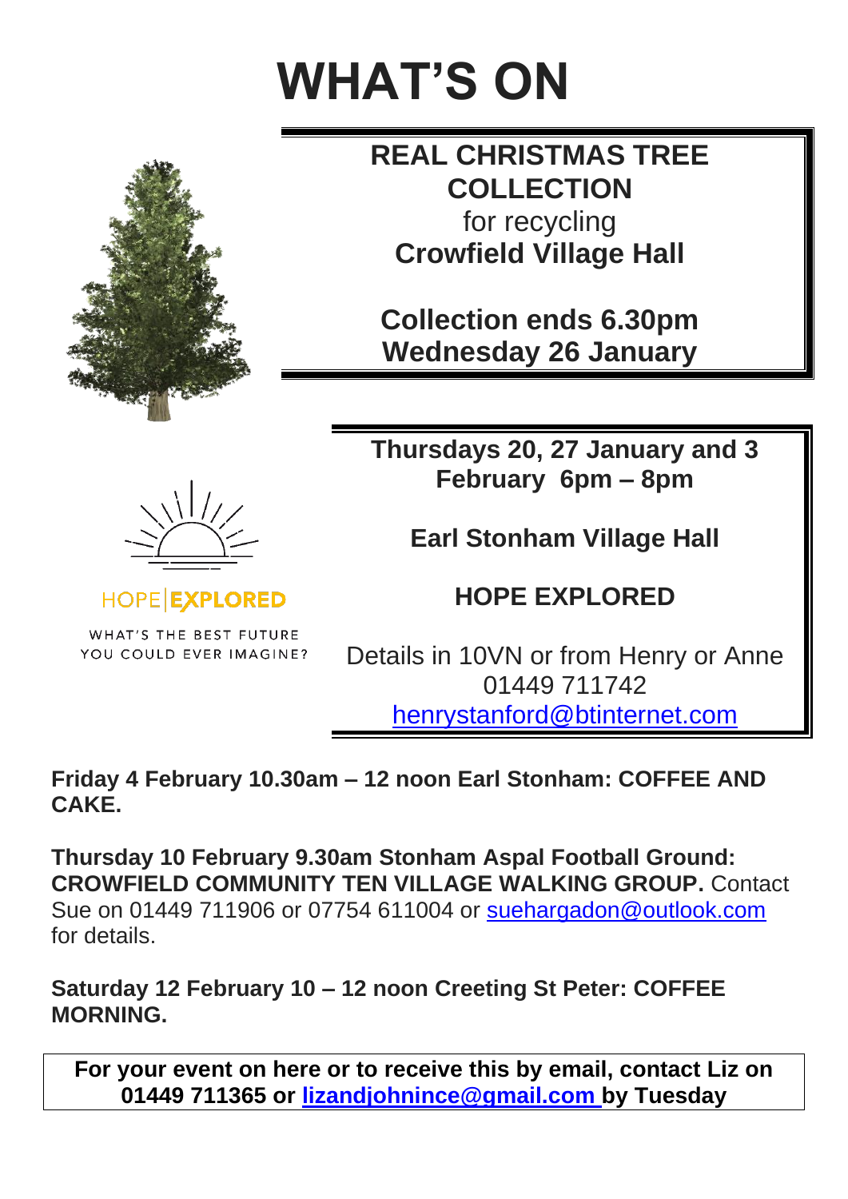# WHAT'S ON

**REAL CHRISTMAS TREE COLLECTION**
for recycling
**Crowfield Village Hall**

**Collection ends 6.30pm Wednesday 26 January**

HOPE|EXPLORED

WHAT'S THE BEST FUTURE YOU COULD EVER IMAGINE?

**Thursdays 20, 27 January and 3 February 6pm – 8pm**

**Earl Stonham Village Hall**

**HOPE EXPLORED**

Details in 10VN or from Henry or Anne 01449 711742
henrystanford@btinternet.com

**Friday 4 February 10.30am – 12 noon Earl Stonham: COFFEE AND CAKE.**

**Thursday 10 February 9.30am Stonham Aspal Football Ground: CROWFIELD COMMUNITY TEN VILLAGE WALKING GROUP.** Contact Sue on 01449 711906 or 07754 611004 or suehargadon@outlook.com for details.

**Saturday 12 February 10 – 12 noon Creeting St Peter: COFFEE MORNING.**

**For your event on here or to receive this by email, contact Liz on 01449 711365 or lizandjohnince@gmail.com by Tuesday**